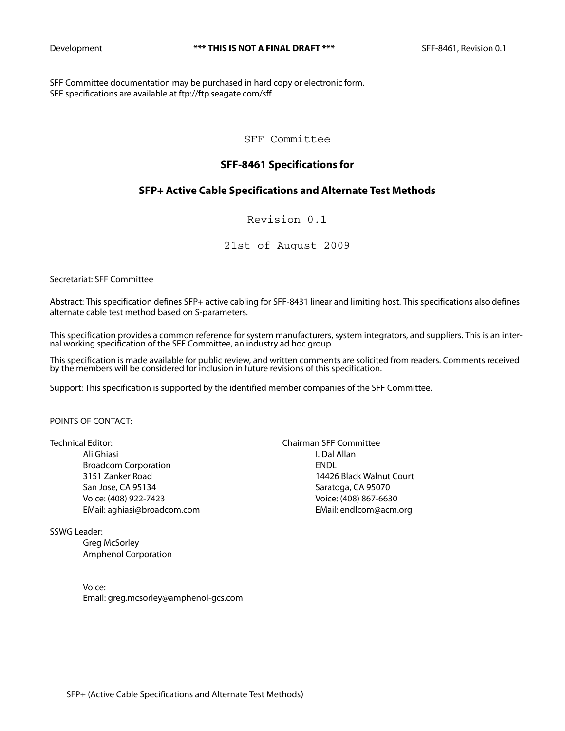SFF Committee documentation may be purchased in hard copy or electronic form.
SFF specifications are available at ftp://ftp.seagate.com/sff

SFF Committee

# SFF-8461 Specifications for

# SFP+ Active Cable Specifications and Alternate Test Methods

Revision 0.1

21st of August 2009

Secretariat: SFF Committee

Abstract: This specification defines SFP+ active cabling for SFF-8431 linear and limiting host. This specifications also defines alternate cable test method based on S-parameters.

This specification provides a common reference for system manufacturers, system integrators, and suppliers. This is an internal working specification of the SFF Committee, an industry ad hoc group.

This specification is made available for public review, and written comments are solicited from readers. Comments received by the members will be considered for inclusion in future revisions of this specification.

Support: This specification is supported by the identified member companies of the SFF Committee.

POINTS OF CONTACT:

Technical Editor:
Ali Ghiasi
Broadcom Corporation
3151 Zanker Road
San Jose, CA 95134
Voice: (408) 922-7423
EMail: aghiasi@broadcom.com

Chairman SFF Committee
I. Dal Allan
ENDL
14426 Black Walnut Court
Saratoga, CA 95070
Voice: (408) 867-6630
EMail: endlcom@acm.org

SSWG Leader:
Greg McSorley
Amphenol Corporation

Voice:
Email: greg.mcsorley@amphenol-gcs.com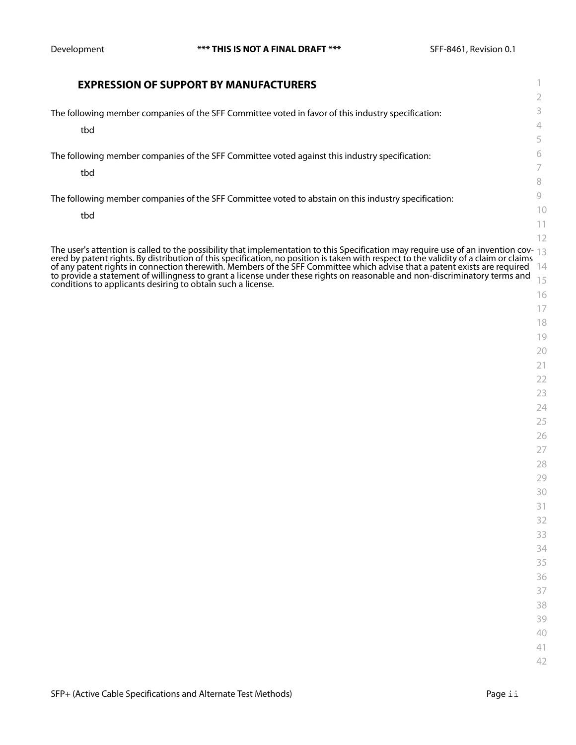# EXPRESSION OF SUPPORT BY MANUFACTURERS

The following member companies of the SFF Committee voted in favor of this industry specification:

tbd

The following member companies of the SFF Committee voted against this industry specification:

tbd

The following member companies of the SFF Committee voted to abstain on this industry specification:

tbd

The user's attention is called to the possibility that implementation to this Specification may require use of an invention covered by patent rights. By distribution of this specification, no position is taken with respect to the validity of a claim or claims of any patent rights in connection therewith. Members of the SFF Committee which advise that a patent exists are required to provide a statement of willingness to grant a license under these rights on reasonable and non-discriminatory terms and conditions to applicants desiring to obtain such a license.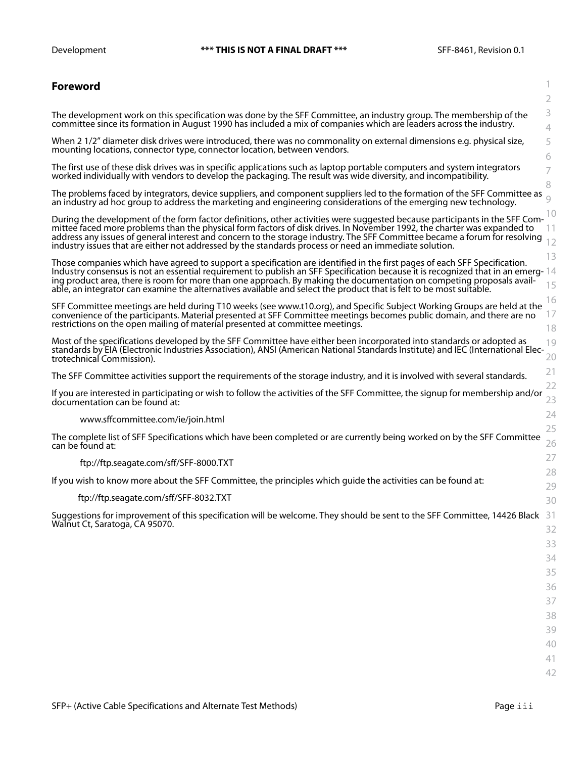## Foreword

The development work on this specification was done by the SFF Committee, an industry group. The membership of the committee since its formation in August 1990 has included a mix of companies which are leaders across the industry.

When 2 1/2" diameter disk drives were introduced, there was no commonality on external dimensions e.g. physical size, mounting locations, connector type, connector location, between vendors.

The first use of these disk drives was in specific applications such as laptop portable computers and system integrators worked individually with vendors to develop the packaging. The result was wide diversity, and incompatibility.

The problems faced by integrators, device suppliers, and component suppliers led to the formation of the SFF Committee as an industry ad hoc group to address the marketing and engineering considerations of the emerging new technology.

During the development of the form factor definitions, other activities were suggested because participants in the SFF Committee faced more problems than the physical form factors of disk drives. In November 1992, the charter was expanded to address any issues of general interest and concern to the storage industry. The SFF Committee became a forum for resolving industry issues that are either not addressed by the standards process or need an immediate solution.

Those companies which have agreed to support a specification are identified in the first pages of each SFF Specification. Industry consensus is not an essential requirement to publish an SFF Specification because it is recognized that in an emerging product area, there is room for more than one approach. By making the documentation on competing proposals available, an integrator can examine the alternatives available and select the product that is felt to be most suitable.

SFF Committee meetings are held during T10 weeks (see www.t10.org), and Specific Subject Working Groups are held at the convenience of the participants. Material presented at SFF Committee meetings becomes public domain, and there are no restrictions on the open mailing of material presented at committee meetings.

Most of the specifications developed by the SFF Committee have either been incorporated into standards or adopted as standards by EIA (Electronic Industries Association), ANSI (American National Standards Institute) and IEC (International Electrotechnical Commission).

The SFF Committee activities support the requirements of the storage industry, and it is involved with several standards.

If you are interested in participating or wish to follow the activities of the SFF Committee, the signup for membership and/or documentation can be found at:

www.sffcommittee.com/ie/join.html

The complete list of SFF Specifications which have been completed or are currently being worked on by the SFF Committee can be found at:

ftp://ftp.seagate.com/sff/SFF-8000.TXT

If you wish to know more about the SFF Committee, the principles which guide the activities can be found at:

ftp://ftp.seagate.com/sff/SFF-8032.TXT

Suggestions for improvement of this specification will be welcome. They should be sent to the SFF Committee, 14426 Black Walnut Ct, Saratoga, CA 95070.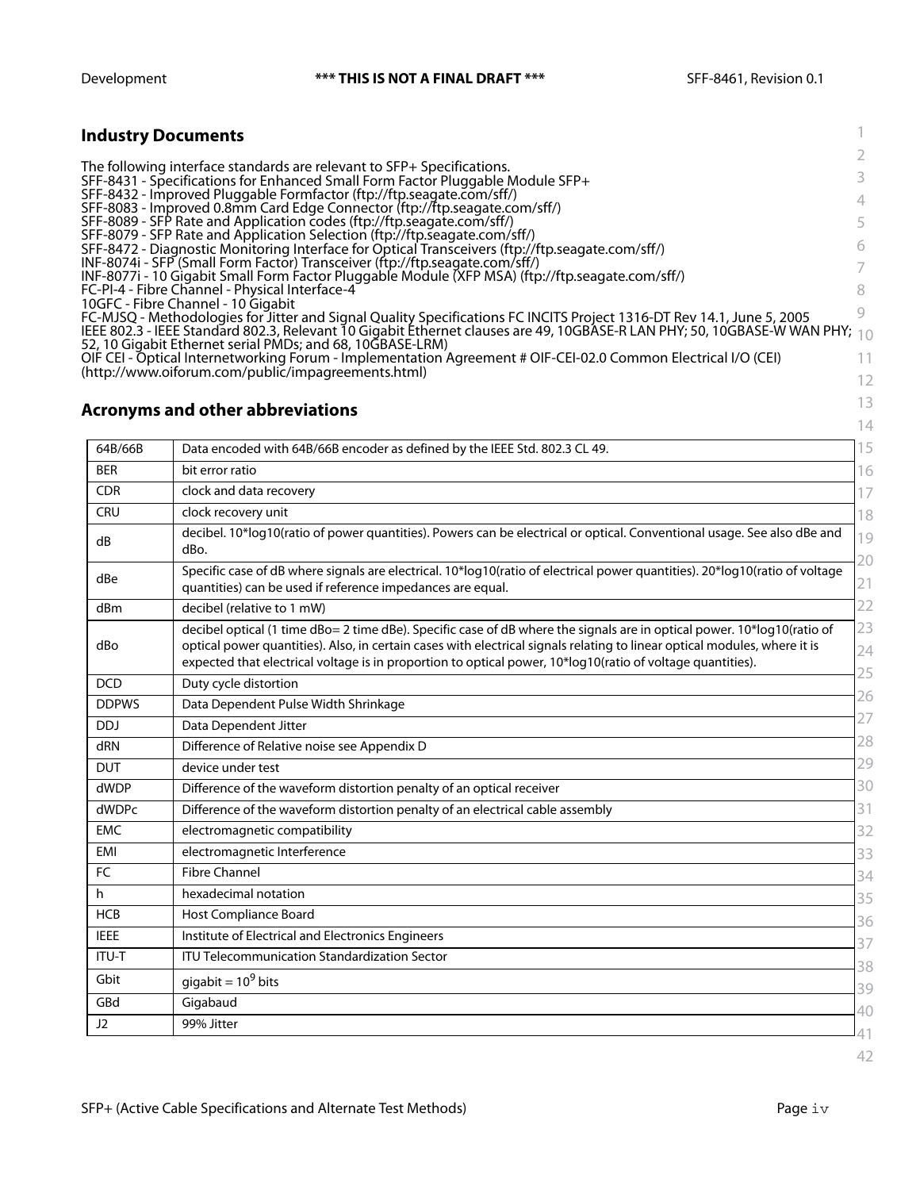## Industry Documents

The following interface standards are relevant to SFP+ Specifications.
SFF-8431 - Specifications for Enhanced Small Form Factor Pluggable Module SFP+
SFF-8432 - Improved Pluggable Formfactor (ftp://ftp.seagate.com/sff/)
SFF-8083 - Improved 0.8mm Card Edge Connector (ftp://ftp.seagate.com/sff/)
SFF-8089 - SFP Rate and Application codes (ftp://ftp.seagate.com/sff/)
SFF-8079 - SFP Rate and Application Selection (ftp://ftp.seagate.com/sff/)
SFF-8472 - Diagnostic Monitoring Interface for Optical Transceivers (ftp://ftp.seagate.com/sff/)
INF-8074i - SFP (Small Form Factor) Transceiver (ftp://ftp.seagate.com/sff/)
INF-8077i - 10 Gigabit Small Form Factor Pluggable Module (XFP MSA) (ftp://ftp.seagate.com/sff/)
FC-PI-4 - Fibre Channel - Physical Interface-4
10GFC - Fibre Channel - 10 Gigabit
FC-MJSQ - Methodologies for Jitter and Signal Quality Specifications FC INCITS Project 1316-DT Rev 14.1, June 5, 2005
IEEE 802.3 - IEEE Standard 802.3, Relevant 10 Gigabit Ethernet clauses are 49, 10GBASE-R LAN PHY; 50, 10GBASE-W WAN PHY; 52, 10 Gigabit Ethernet serial PMDs; and 68, 10GBASE-LRM)
OIF CEI - Optical Internetworking Forum - Implementation Agreement # OIF-CEI-02.0 Common Electrical I/O (CEI) (http://www.oiforum.com/public/impagreements.html)

## Acronyms and other abbreviations

| | |
|---|---|
| 64B/66B | Data encoded with 64B/66B encoder as defined by the IEEE Std. 802.3 CL 49. |
| BER | bit error ratio |
| CDR | clock and data recovery |
| CRU | clock recovery unit |
| dB | decibel. 10*log10(ratio of power quantities). Powers can be electrical or optical. Conventional usage. See also dBe and dBo. |
| dBe | Specific case of dB where signals are electrical. 10*log10(ratio of electrical power quantities). 20*log10(ratio of voltage quantities) can be used if reference impedances are equal. |
| dBm | decibel (relative to 1 mW) |
| dBo | decibel optical (1 time dBo= 2 time dBe). Specific case of dB where the signals are in optical power. 10*log10(ratio of optical power quantities). Also, in certain cases with electrical signals relating to linear optical modules, where it is expected that electrical voltage is in proportion to optical power, 10*log10(ratio of voltage quantities). |
| DCD | Duty cycle distortion |
| DDPWS | Data Dependent Pulse Width Shrinkage |
| DDJ | Data Dependent Jitter |
| dRN | Difference of Relative noise see Appendix D |
| DUT | device under test |
| dWDP | Difference of the waveform distortion penalty of an optical receiver |
| dWDPc | Difference of the waveform distortion penalty of an electrical cable assembly |
| EMC | electromagnetic compatibility |
| EMI | electromagnetic Interference |
| FC | Fibre Channel |
| h | hexadecimal notation |
| HCB | Host Compliance Board |
| IEEE | Institute of Electrical and Electronics Engineers |
| ITU-T | ITU Telecommunication Standardization Sector |
| Gbit | gigabit = $10^9$ bits |
| GBd | Gigabaud |
| J2 | 99% Jitter |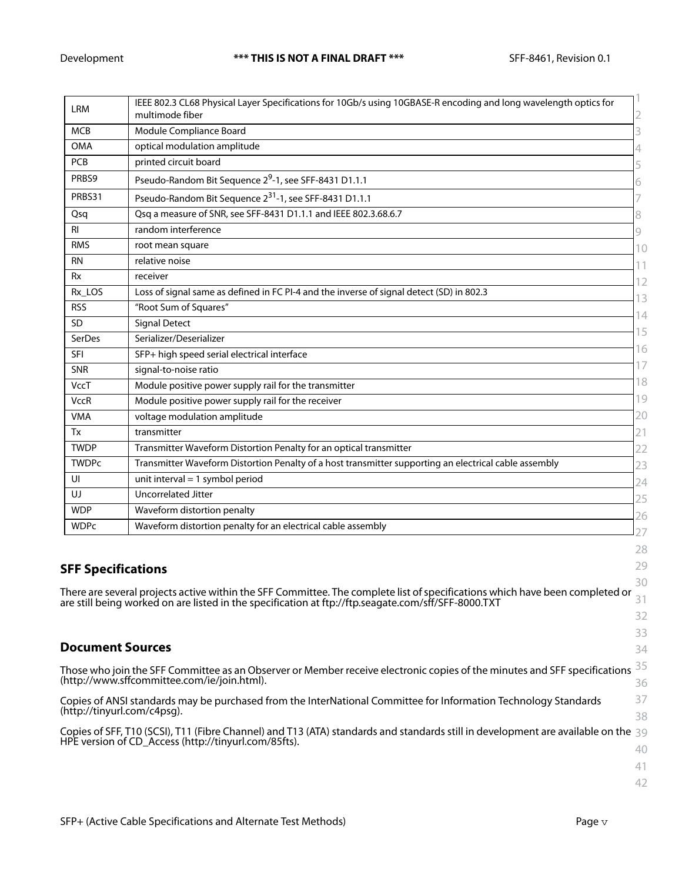| | |
|---|---|
| LRM | IEEE 802.3 CL68 Physical Layer Specifications for 10Gb/s using 10GBASE-R encoding and long wavelength optics for multimode fiber |
| MCB | Module Compliance Board |
| OMA | optical modulation amplitude |
| PCB | printed circuit board |
| PRBS9 | Pseudo-Random Bit Sequence $2^9$-1, see SFF-8431 D1.1.1 |
| PRBS31 | Pseudo-Random Bit Sequence $2^{31}$-1, see SFF-8431 D1.1.1 |
| Qsq | Qsq a measure of SNR, see SFF-8431 D1.1.1 and IEEE 802.3.68.6.7 |
| RI | random interference |
| RMS | root mean square |
| RN | relative noise |
| Rx | receiver |
| Rx_LOS | Loss of signal same as defined in FC PI-4 and the inverse of signal detect (SD) in 802.3 |
| RSS | “Root Sum of Squares” |
| SD | Signal Detect |
| SerDes | Serializer/Deserializer |
| SFI | SFP+ high speed serial electrical interface |
| SNR | signal-to-noise ratio |
| VccT | Module positive power supply rail for the transmitter |
| VccR | Module positive power supply rail for the receiver |
| VMA | voltage modulation amplitude |
| Tx | transmitter |
| TWDP | Transmitter Waveform Distortion Penalty for an optical transmitter |
| TWDPc | Transmitter Waveform Distortion Penalty of a host transmitter supporting an electrical cable assembly |
| UI | unit interval = 1 symbol period |
| UJ | Uncorrelated Jitter |
| WDP | Waveform distortion penalty |
| WDPc | Waveform distortion penalty for an electrical cable assembly |

## SFF Specifications

There are several projects active within the SFF Committee. The complete list of specifications which have been completed or are still being worked on are listed in the specification at ftp://ftp.seagate.com/sff/SFF-8000.TXT

## Document Sources

Those who join the SFF Committee as an Observer or Member receive electronic copies of the minutes and SFF specifications (http://www.sffcommittee.com/ie/join.html).

Copies of ANSI standards may be purchased from the InterNational Committee for Information Technology Standards (http://tinyurl.com/c4psg).

Copies of SFF, T10 (SCSI), T11 (Fibre Channel) and T13 (ATA) standards and standards still in development are available on the HPE version of CD_Access (http://tinyurl.com/85fts).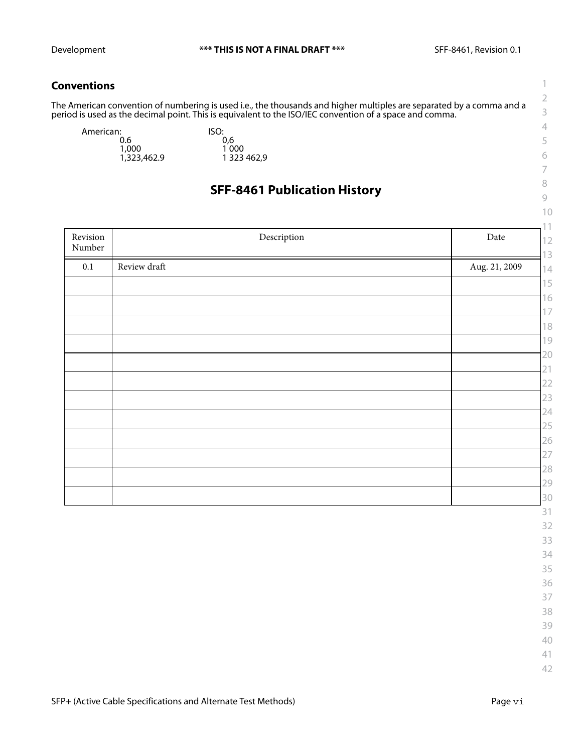## Conventions

The American convention of numbering is used i.e., the thousands and higher multiples are separated by a comma and a period is used as the decimal point. This is equivalent to the ISO/IEC convention of a space and comma.

| American: | ISO: |
|---|---|
| 0.6 | 0,6 |
| 1,000 | 1 000 |
| 1,323,462.9 | 1 323 462,9 |

# SFF-8461 Publication History

| Revision Number | Description | Date |
|---|---|---|
| 0.1 | Review draft | Aug. 21, 2009 |
| | | |
| | | |
| | | |
| | | |
| | | |
| | | |
| | | |
| | | |
| | | |
| | | |
| | | |
| | | |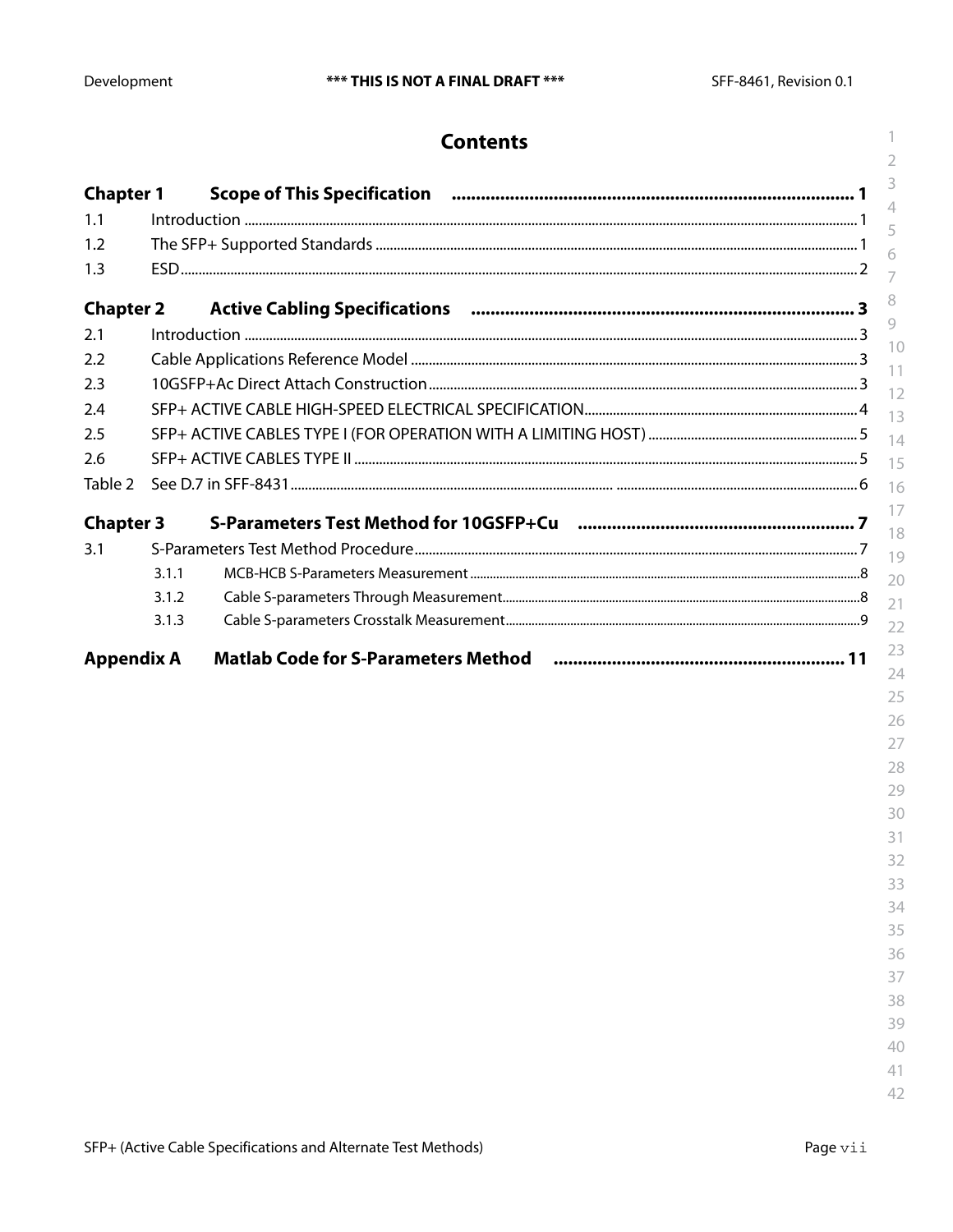# Contents

**Chapter 1 Scope of This Specification .................................................................... 1**

1.1 Introduction ........................................................................................................................ 1

1.2 The SFP+ Supported Standards ........................................................................................ 1

1.3 ESD..................................................................................................................................... 2

**Chapter 2 Active Cabling Specifications .................................................................... 3**

2.1 Introduction ........................................................................................................................ 3

2.2 Cable Applications Reference Model ................................................................................ 3

2.3 10GSFP+Ac Direct Attach Construction ........................................................................... 3

2.4 SFP+ ACTIVE CABLE HIGH-SPEED ELECTRICAL SPECIFICATION ................................... 4

2.5 SFP+ ACTIVE CABLES TYPE I (FOR OPERATION WITH A LIMITING HOST) ..................... 5

2.6 SFP+ ACTIVE CABLES TYPE II .......................................................................................... 5

Table 2 See D.7 in SFF-8431 ................................................................................................ 6

**Chapter 3 S-Parameters Test Method for 10GSFP+Cu .............................................. 7**

3.1 S-Parameters Test Method Procedure .............................................................................. 7

3.1.1 MCB-HCB S-Parameters Measurement ........................................................................ 8

3.1.2 Cable S-parameters Through Measurement ................................................................. 8

3.1.3 Cable S-parameters Crosstalk Measurement ................................................................ 9

**Appendix A Matlab Code for S-Parameters Method ................................................ 11**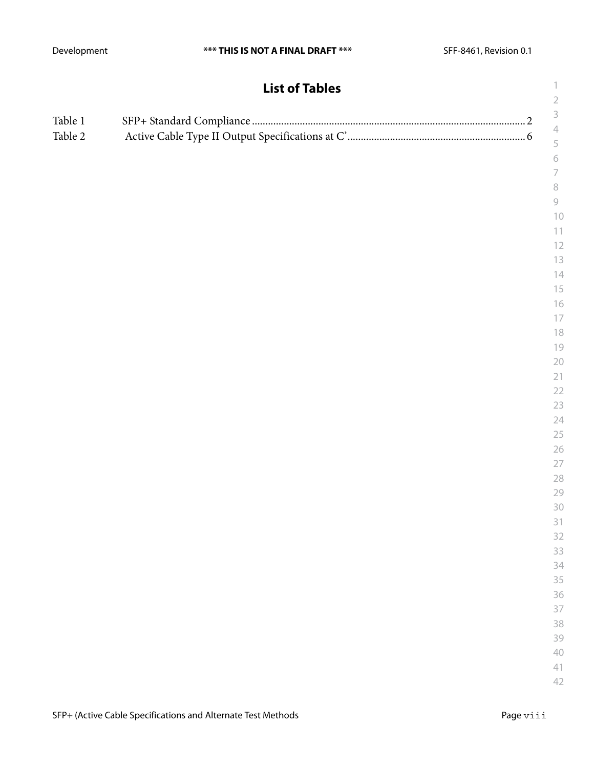# List of Tables

Table 1 SFP+ Standard Compliance ..................................................................................................... 2

Table 2 Active Cable Type II Output Specifications at C’.................................................................. 6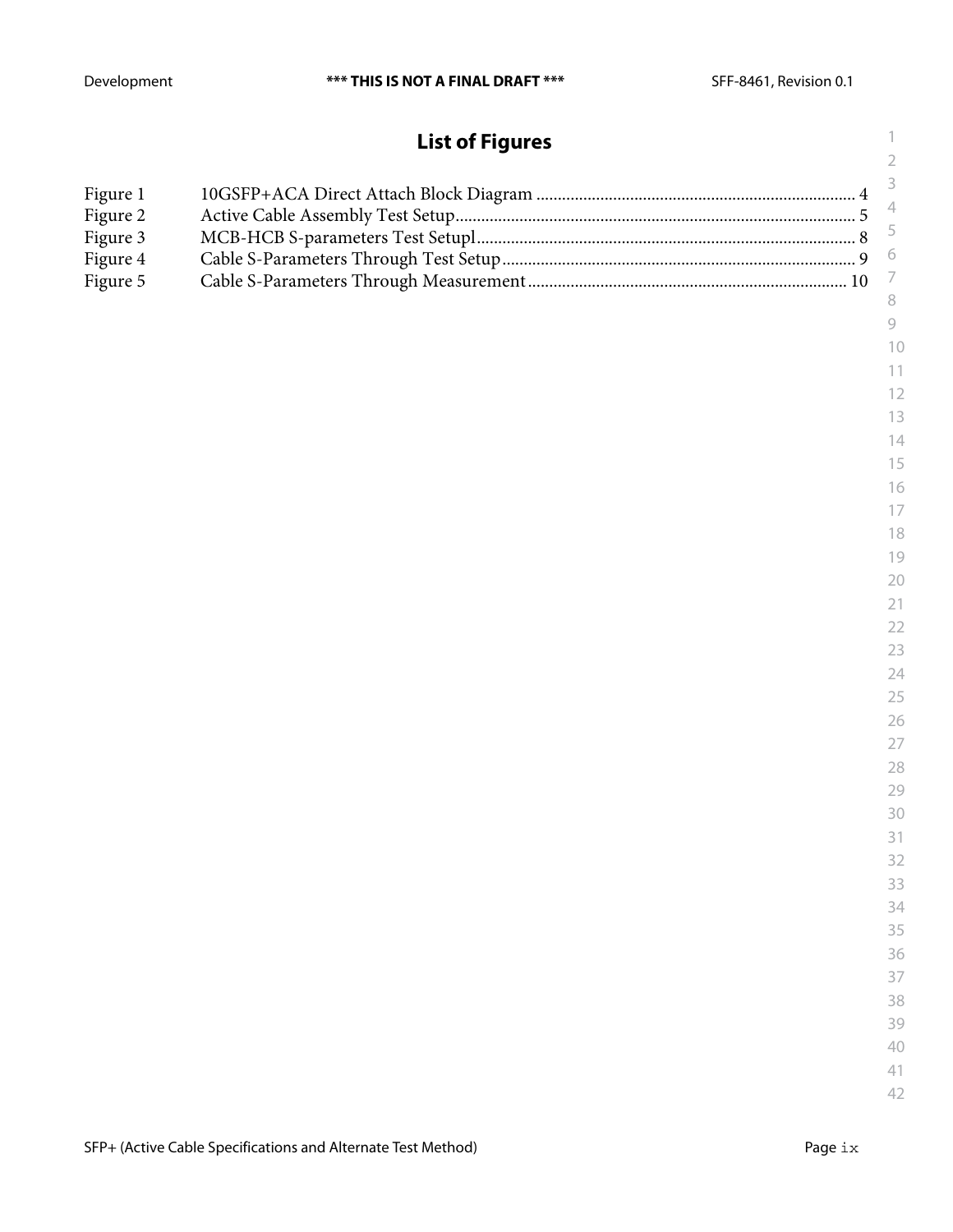# List of Figures

| | | |
|---|---|---|
| Figure 1 | 10GSFP+ACA Direct Attach Block Diagram | 4 |
| Figure 2 | Active Cable Assembly Test Setup | 5 |
| Figure 3 | MCB-HCB S-parameters Test Setupl | 8 |
| Figure 4 | Cable S-Parameters Through Test Setup | 9 |
| Figure 5 | Cable S-Parameters Through Measurement | 10 |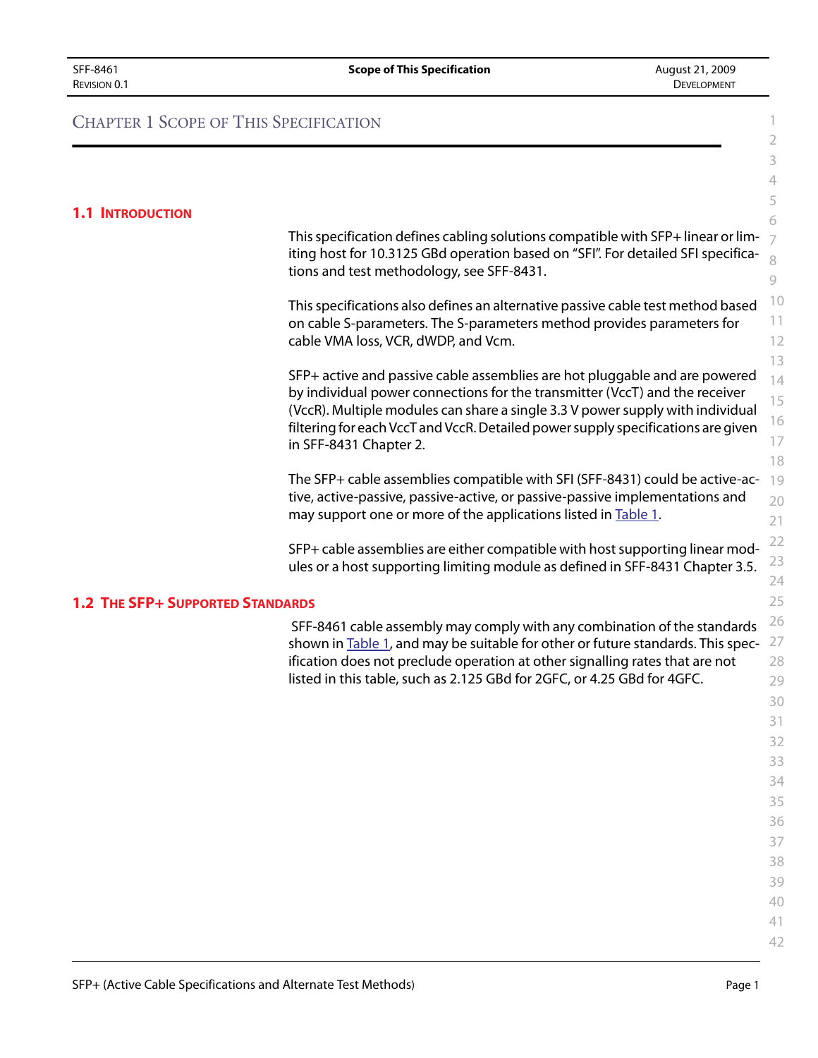# Chapter 1 Scope of This Specification

## 1.1 Introduction

This specification defines cabling solutions compatible with SFP+ linear or limiting host for 10.3125 GBd operation based on "SFI". For detailed SFI specifications and test methodology, see SFF-8431.

This specifications also defines an alternative passive cable test method based on cable S-parameters. The S-parameters method provides parameters for cable VMA loss, VCR, dWDP, and Vcm.

SFP+ active and passive cable assemblies are hot pluggable and are powered by individual power connections for the transmitter (VccT) and the receiver (VccR). Multiple modules can share a single 3.3 V power supply with individual filtering for each VccT and VccR. Detailed power supply specifications are given in SFF-8431 Chapter 2.

The SFP+ cable assemblies compatible with SFI (SFF-8431) could be active-active, active-passive, passive-active, or passive-passive implementations and may support one or more of the applications listed in Table 1.

SFP+ cable assemblies are either compatible with host supporting linear modules or a host supporting limiting module as defined in SFF-8431 Chapter 3.5.

## 1.2 The SFP+ Supported Standards

SFF-8461 cable assembly may comply with any combination of the standards shown in Table 1, and may be suitable for other or future standards. This specification does not preclude operation at other signalling rates that are not listed in this table, such as 2.125 GBd for 2GFC, or 4.25 GBd for 4GFC.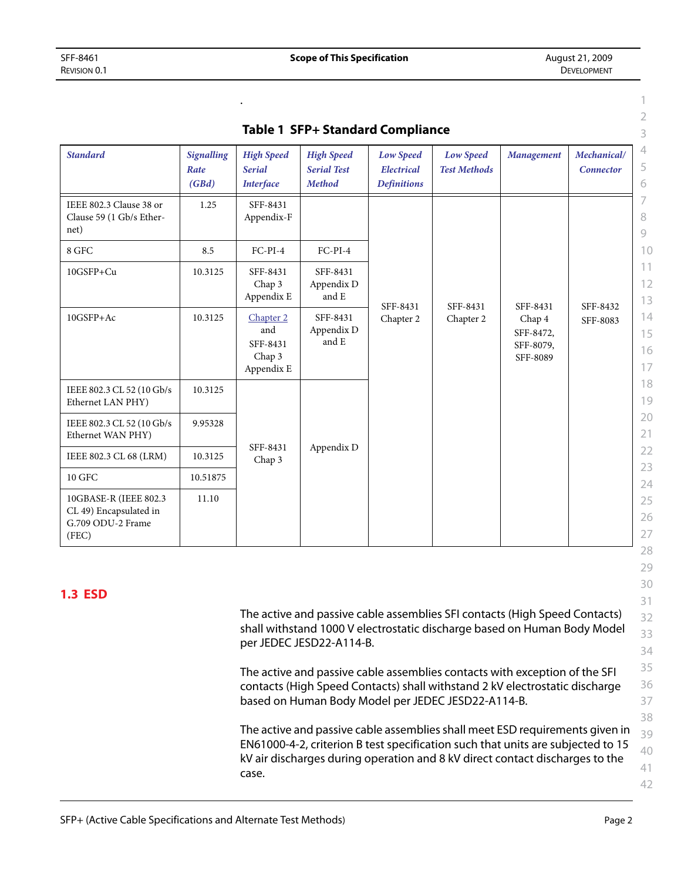Table 1 SFP+ Standard Compliance

| Standard | Signalling Rate (GBd) | High Speed Serial Interface | High Speed Serial Test Method | Low Speed Electrical Definitions | Low Speed Test Methods | Management | Mechanical/ Connector |
|---|---|---|---|---|---|---|---|
| IEEE 802.3 Clause 38 or Clause 59 (1 Gb/s Ethernet) | 1.25 | SFF-8431 Appendix-F | | SFF-8431 Chapter 2 | SFF-8431 Chapter 2 | SFF-8431 Chap 4 SFF-8472, SFF-8079, SFF-8089 | SFF-8432 SFF-8083 |
| 8 GFC | 8.5 | FC-PI-4 | FC-PI-4 | | | | |
| 10GSFP+Cu | 10.3125 | SFF-8431 Chap 3 Appendix E | SFF-8431 Appendix D and E | | | | |
| 10GSFP+Ac | 10.3125 | Chapter 2 and SFF-8431 Chap 3 Appendix E | SFF-8431 Appendix D and E | | | | |
| IEEE 802.3 CL 52 (10 Gb/s Ethernet LAN PHY) | 10.3125 | SFF-8431 Chap 3 | Appendix D | | | | |
| IEEE 802.3 CL 52 (10 Gb/s Ethernet WAN PHY) | 9.95328 | | | | | | |
| IEEE 802.3 CL 68 (LRM) | 10.3125 | | | | | | |
| 10 GFC | 10.51875 | | | | | | |
| 10GBASE-R (IEEE 802.3 CL 49) Encapsulated in G.709 ODU-2 Frame (FEC) | 11.10 | | | | | | |

## 1.3 ESD

The active and passive cable assemblies SFI contacts (High Speed Contacts) shall withstand 1000 V electrostatic discharge based on Human Body Model per JEDEC JESD22-A114-B.

The active and passive cable assemblies contacts with exception of the SFI contacts (High Speed Contacts) shall withstand 2 kV electrostatic discharge based on Human Body Model per JEDEC JESD22-A114-B.

The active and passive cable assemblies shall meet ESD requirements given in EN61000-4-2, criterion B test specification such that units are subjected to 15 kV air discharges during operation and 8 kV direct contact discharges to the case.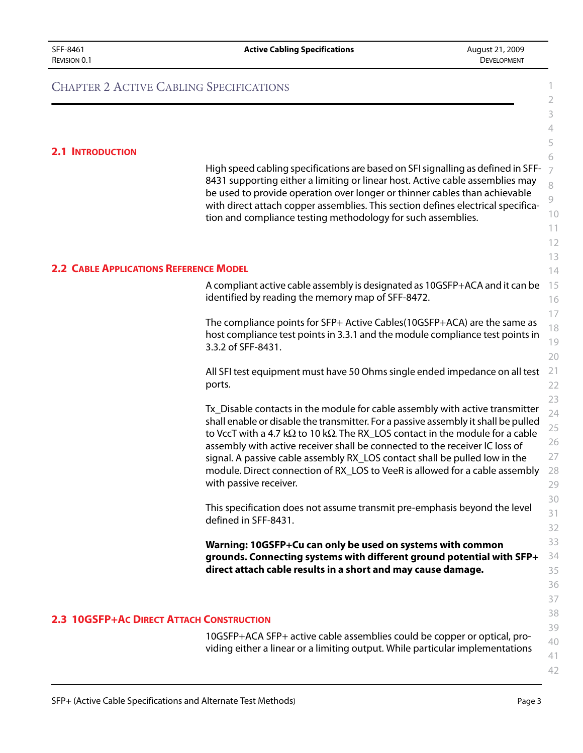# Chapter 2 Active Cabling Specifications

## 2.1 Introduction

High speed cabling specifications are based on SFI signalling as defined in SFF-8431 supporting either a limiting or linear host. Active cable assemblies may be used to provide operation over longer or thinner cables than achievable with direct attach copper assemblies. This section defines electrical specification and compliance testing methodology for such assemblies.

## 2.2 Cable Applications Reference Model

A compliant active cable assembly is designated as 10GSFP+ACA and it can be identified by reading the memory map of SFF-8472.

The compliance points for SFP+ Active Cables(10GSFP+ACA) are the same as host compliance test points in 3.3.1 and the module compliance test points in 3.3.2 of SFF-8431.

All SFI test equipment must have 50 Ohms single ended impedance on all test ports.

Tx_Disable contacts in the module for cable assembly with active transmitter shall enable or disable the transmitter. For a passive assembly it shall be pulled to VccT with a 4.7 kΩ to 10 kΩ. The RX_LOS contact in the module for a cable assembly with active receiver shall be connected to the receiver IC loss of signal. A passive cable assembly RX_LOS contact shall be pulled low in the module. Direct connection of RX_LOS to VeeR is allowed for a cable assembly with passive receiver.

This specification does not assume transmit pre-emphasis beyond the level defined in SFF-8431.

**Warning: 10GSFP+Cu can only be used on systems with common grounds. Connecting systems with different ground potential with SFP+ direct attach cable results in a short and may cause damage.**

## 2.3 10GSFP+Ac Direct Attach Construction

10GSFP+ACA SFP+ active cable assemblies could be copper or optical, providing either a linear or a limiting output. While particular implementations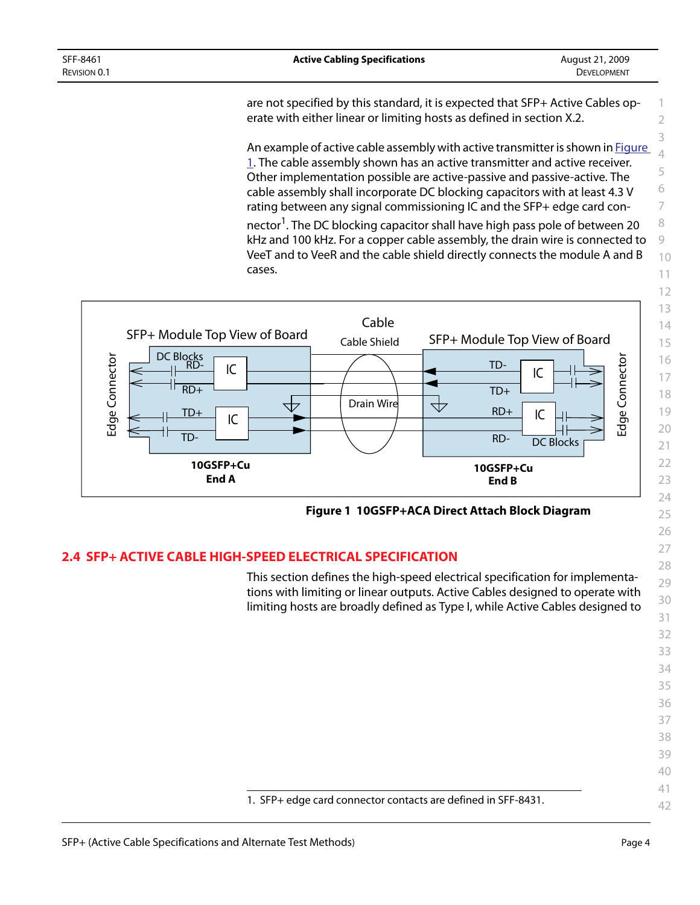are not specified by this standard, it is expected that SFP+ Active Cables operate with either linear or limiting hosts as defined in section X.2.

An example of active cable assembly with active transmitter is shown in Figure 1. The cable assembly shown has an active transmitter and active receiver. Other implementation possible are active-passive and passive-active. The cable assembly shall incorporate DC blocking capacitors with at least 4.3 V rating between any signal commissioning IC and the SFP+ edge card connector[1]. The DC blocking capacitor shall have high pass pole of between 20 kHz and 100 kHz. For a copper cable assembly, the drain wire is connected to VeeT and to VeeR and the cable shield directly connects the module A and B cases.

Cable
Cable Shield
Drain Wire
SFP+ Module Top View of Board
SFP+ Module Top View of Board
Edge Connector
Edge Connector
DC Blocks
DC Blocks
RD-
RD+
TD+
TD-
TD-
TD+
RD+
RD-
IC
IC
IC
IC
10GSFP+Cu
End A
10GSFP+Cu
End B

**Figure 1 10GSFP+ACA Direct Attach Block Diagram**

## 2.4 SFP+ ACTIVE CABLE HIGH-SPEED ELECTRICAL SPECIFICATION

This section defines the high-speed electrical specification for implementations with limiting or linear outputs. Active Cables designed to operate with limiting hosts are broadly defined as Type I, while Active Cables designed to

1. SFP+ edge card connector contacts are defined in SFF-8431.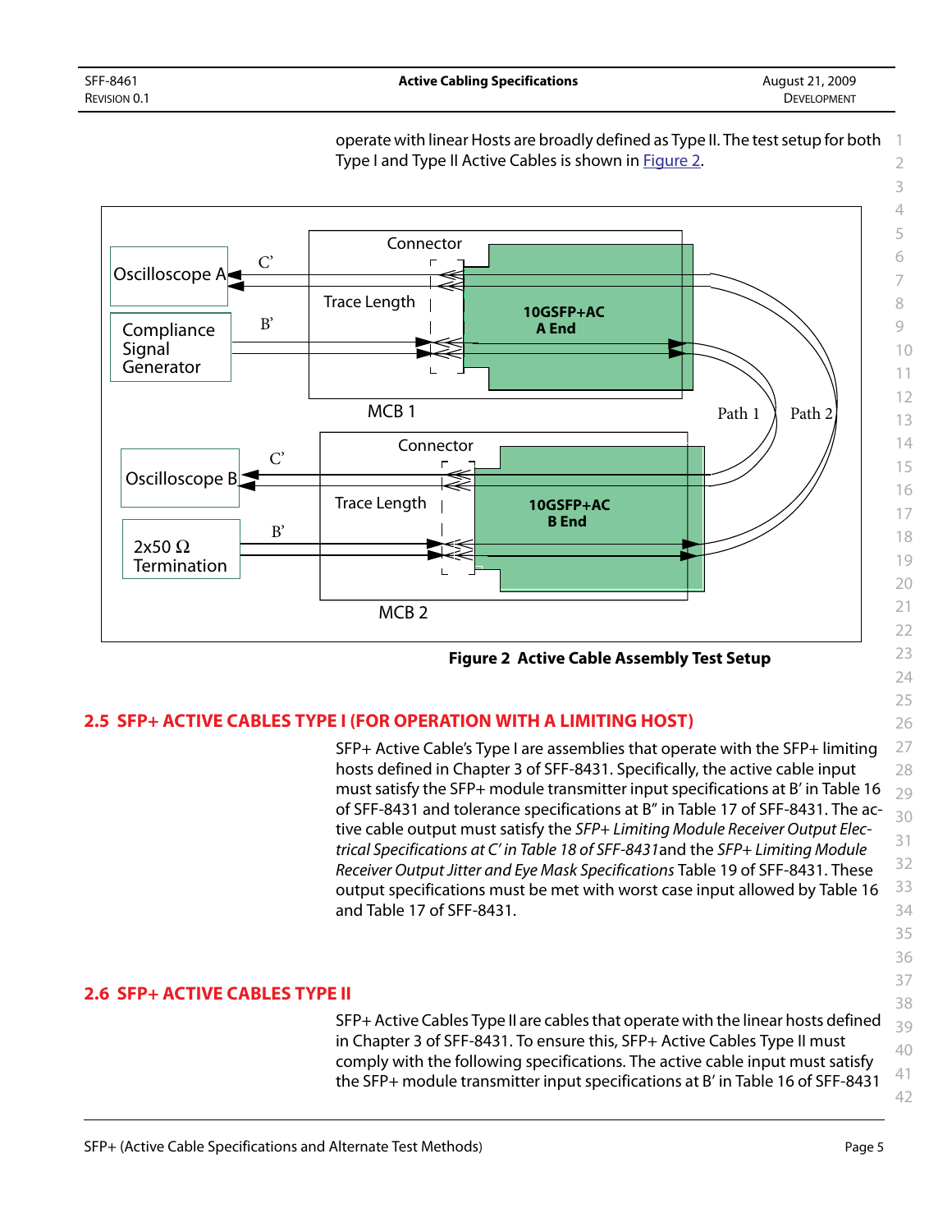operate with linear Hosts are broadly defined as Type II. The test setup for both Type I and Type II Active Cables is shown in Figure 2.

Oscilloscope A

C'

Compliance Signal Generator

B'

Connector

Trace Length

10GSFP+AC
A End

MCB 1

Path 1

Path 2

Oscilloscope B

C'

2x50 Ω Termination

B'

Connector

Trace Length

10GSFP+AC
B End

MCB 2

**Figure 2 Active Cable Assembly Test Setup**

## 2.5 SFP+ ACTIVE CABLES TYPE I (FOR OPERATION WITH A LIMITING HOST)

SFP+ Active Cable's Type I are assemblies that operate with the SFP+ limiting hosts defined in Chapter 3 of SFF-8431. Specifically, the active cable input must satisfy the SFP+ module transmitter input specifications at B' in Table 16 of SFF-8431 and tolerance specifications at B" in Table 17 of SFF-8431. The active cable output must satisfy the *SFP+ Limiting Module Receiver Output Electrical Specifications at C' in Table 18 of SFF-8431* and the *SFP+ Limiting Module Receiver Output Jitter and Eye Mask Specifications* Table 19 of SFF-8431. These output specifications must be met with worst case input allowed by Table 16 and Table 17 of SFF-8431.

## 2.6 SFP+ ACTIVE CABLES TYPE II

SFP+ Active Cables Type II are cables that operate with the linear hosts defined in Chapter 3 of SFF-8431. To ensure this, SFP+ Active Cables Type II must comply with the following specifications. The active cable input must satisfy the SFP+ module transmitter input specifications at B' in Table 16 of SFF-8431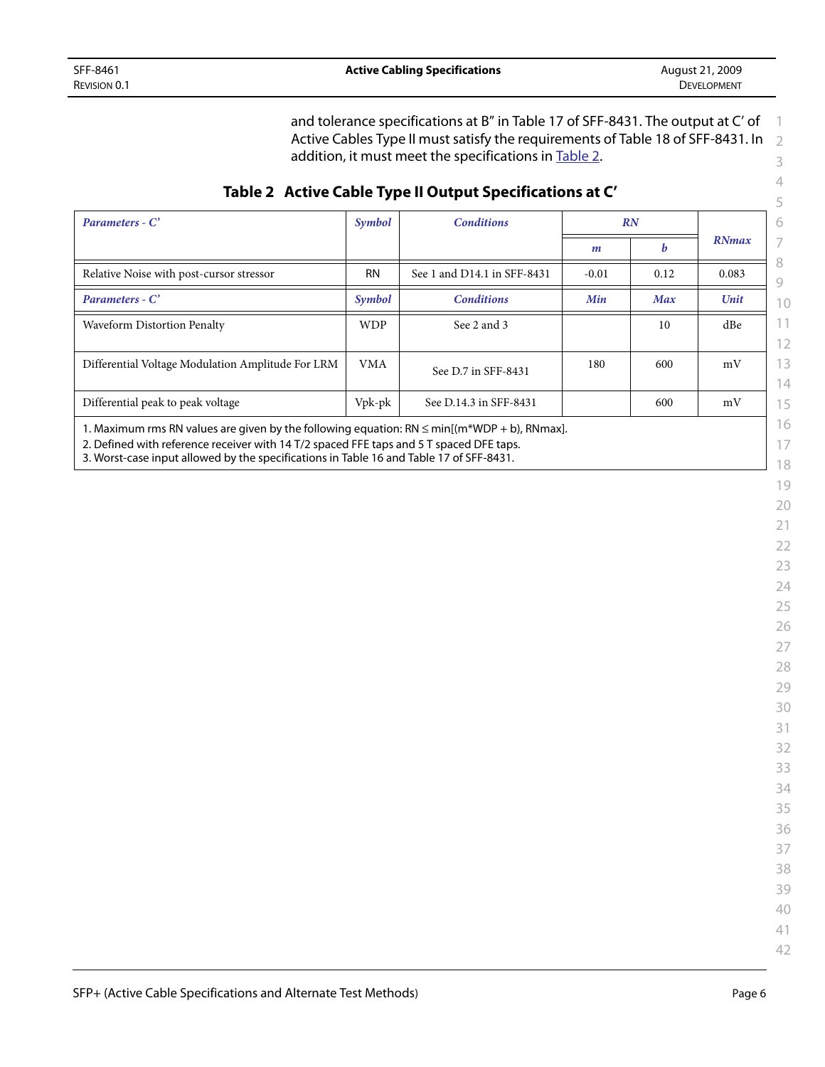and tolerance specifications at B" in Table 17 of SFF-8431. The output at C' of Active Cables Type II must satisfy the requirements of Table 18 of SFF-8431. In addition, it must meet the specifications in Table 2.

**Table 2 Active Cable Type II Output Specifications at C'**

| *Parameters - C'* | *Symbol* | *Conditions* | *RN* | | *RNmax* |
|---|---|---|---|---|---|
| | | | *m* | *b* | |
| Relative Noise with post-cursor stressor | RN | See 1 and D14.1 in SFF-8431 | -0.01 | 0.12 | 0.083 |
| *Parameters - C'* | *Symbol* | *Conditions* | *Min* | *Max* | *Unit* |
| Waveform Distortion Penalty | WDP | See 2 and 3 | | 10 | dBe |
| Differential Voltage Modulation Amplitude For LRM | VMA | See D.7 in SFF-8431 | 180 | 600 | mV |
| Differential peak to peak voltage | Vpk-pk | See D.14.3 in SFF-8431 | | 600 | mV |

1. Maximum rms RN values are given by the following equation: $RN \leq \min[(m*WDP + b), RNmax]$.
2. Defined with reference receiver with 14 T/2 spaced FFE taps and 5 T spaced DFE taps.
3. Worst-case input allowed by the specifications in Table 16 and Table 17 of SFF-8431.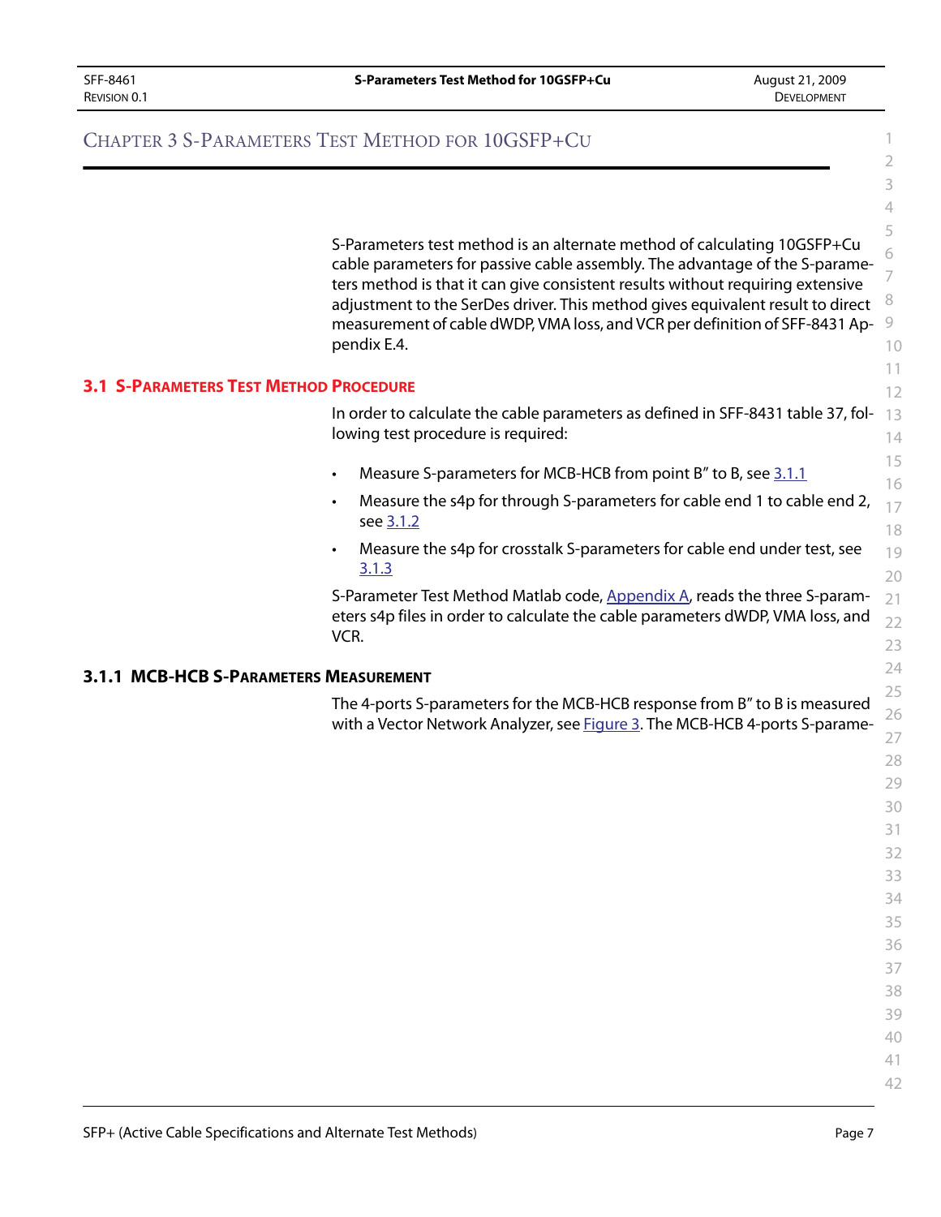# Chapter 3 S-Parameters Test Method for 10GSFP+Cu

S-Parameters test method is an alternate method of calculating 10GSFP+Cu cable parameters for passive cable assembly. The advantage of the S-parameters method is that it can give consistent results without requiring extensive adjustment to the SerDes driver. This method gives equivalent result to direct measurement of cable dWDP, VMA loss, and VCR per definition of SFF-8431 Appendix E.4.

## 3.1 S-Parameters Test Method Procedure

In order to calculate the cable parameters as defined in SFF-8431 table 37, following test procedure is required:

- Measure S-parameters for MCB-HCB from point B" to B, see 3.1.1
- Measure the s4p for through S-parameters for cable end 1 to cable end 2, see 3.1.2
- Measure the s4p for crosstalk S-parameters for cable end under test, see 3.1.3

S-Parameter Test Method Matlab code, Appendix A, reads the three S-parameters s4p files in order to calculate the cable parameters dWDP, VMA loss, and VCR.

### 3.1.1 MCB-HCB S-Parameters Measurement

The 4-ports S-parameters for the MCB-HCB response from B" to B is measured with a Vector Network Analyzer, see Figure 3. The MCB-HCB 4-ports S-parame-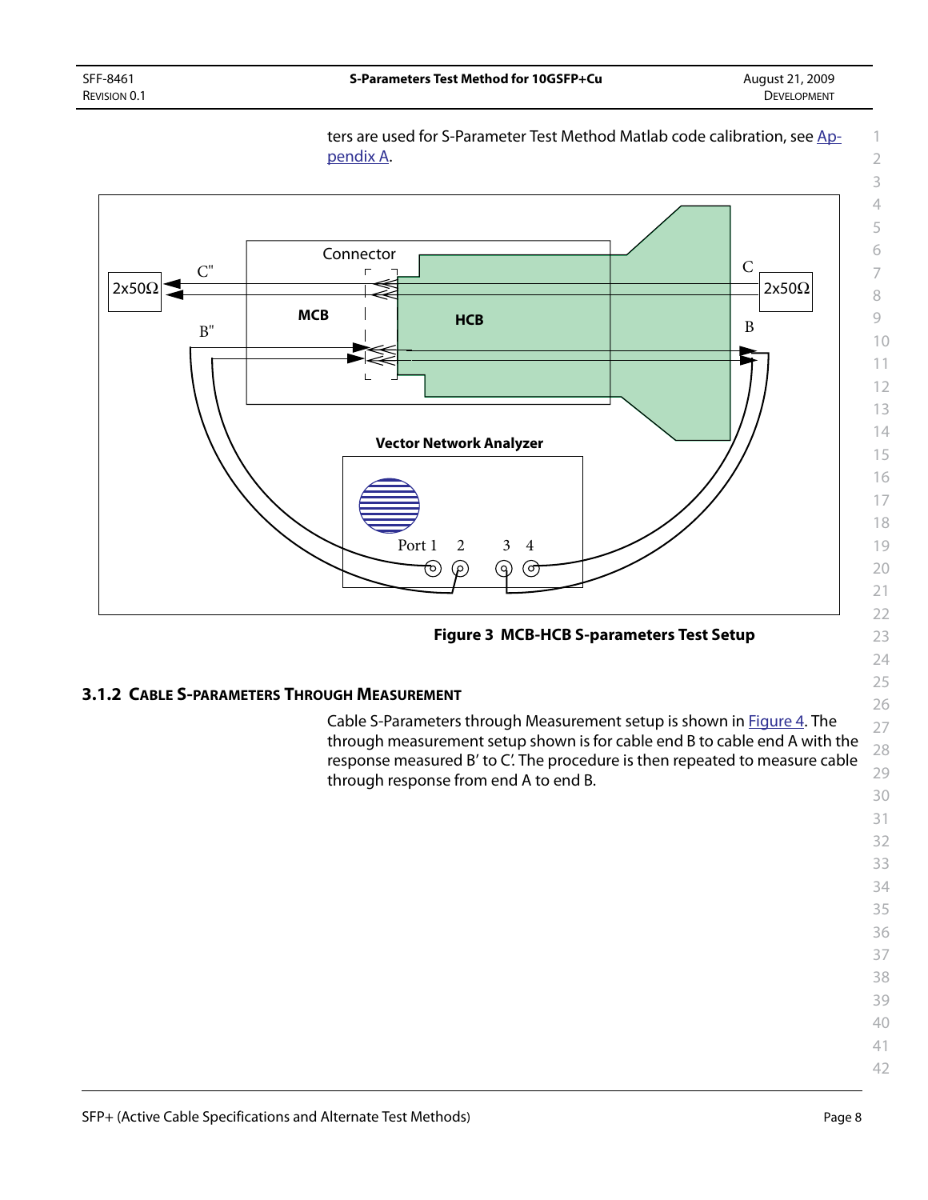ters are used for S-Parameter Test Method Matlab code calibration, see Appendix A.

Connector

C"

2x50Ω

MCB

HCB

B"

C

2x50Ω

B

Vector Network Analyzer

Port 1 2 3 4

Figure 3 MCB-HCB S-parameters Test Setup

### 3.1.2 Cable S-parameters Through Measurement

Cable S-Parameters through Measurement setup is shown in Figure 4. The through measurement setup shown is for cable end B to cable end A with the response measured B′ to C′. The procedure is then repeated to measure cable through response from end A to end B.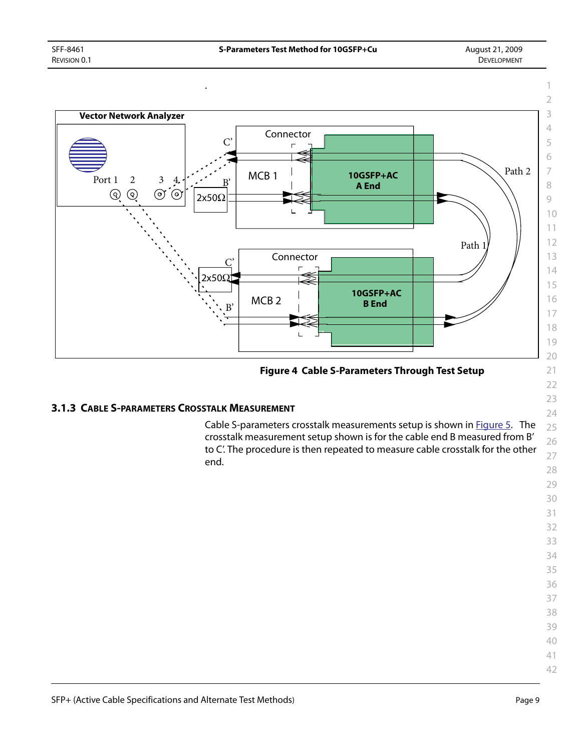Vector Network Analyzer

Port 1 2 3 4

C'

B'

2x50Ω

Connector

MCB 1

10GSFP+AC
A End

Path 2

Path 1

C'

2x50Ω

B'

Connector

MCB 2

10GSFP+AC
B End

**Figure 4 Cable S-Parameters Through Test Setup**

### 3.1.3 Cable S-parameters Crosstalk Measurement

Cable S-parameters crosstalk measurements setup is shown in Figure 5. The crosstalk measurement setup shown is for the cable end B measured from B' to C'. The procedure is then repeated to measure cable crosstalk for the other end.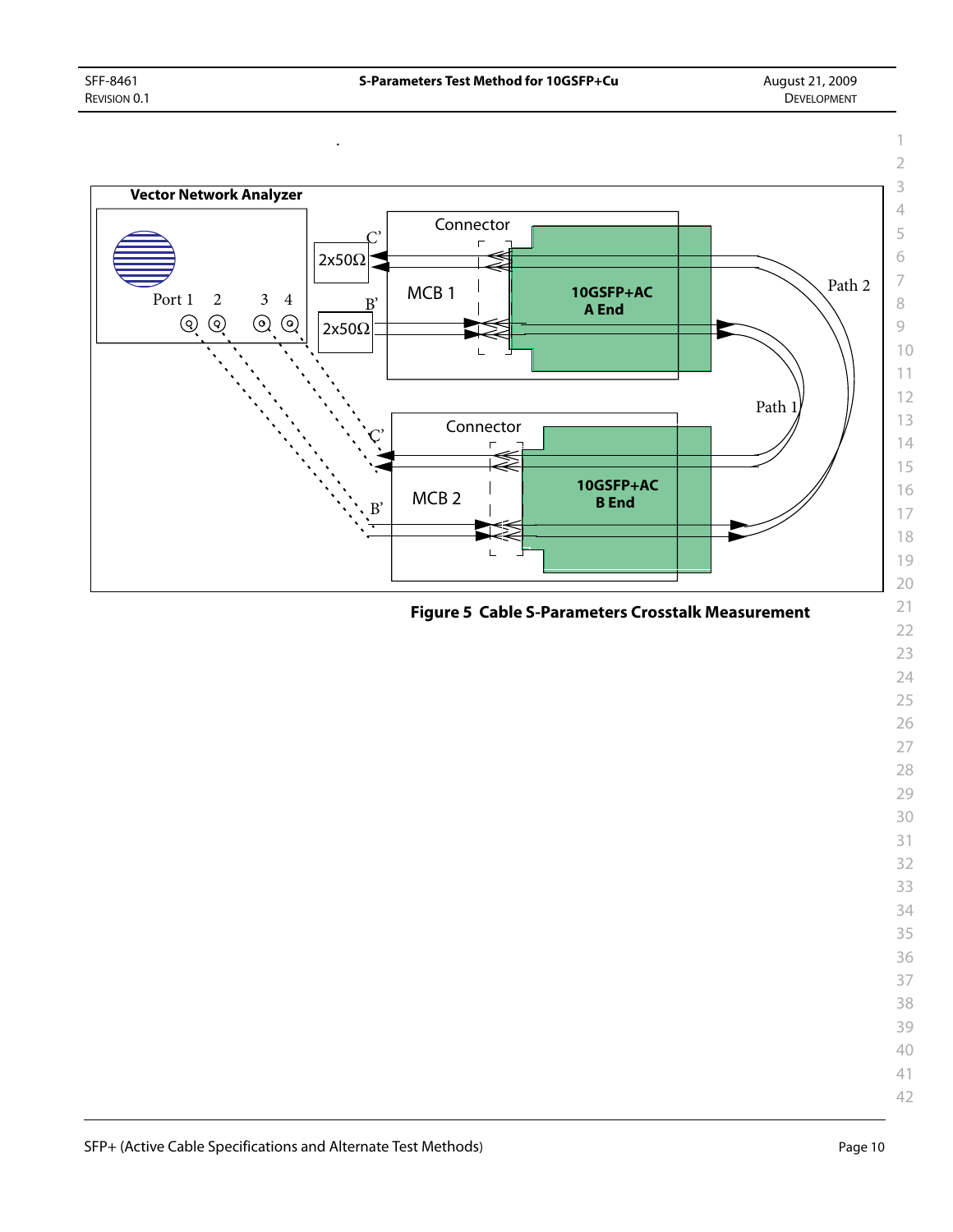Vector Network Analyzer

Port 1 2 3 4

2x50Ω

C'

B'

2x50Ω

Connector

MCB 1

10GSFP+AC
A End

Path 2

Path 1

C'

B'

Connector

MCB 2

10GSFP+AC
B End

**Figure 5 Cable S-Parameters Crosstalk Measurement**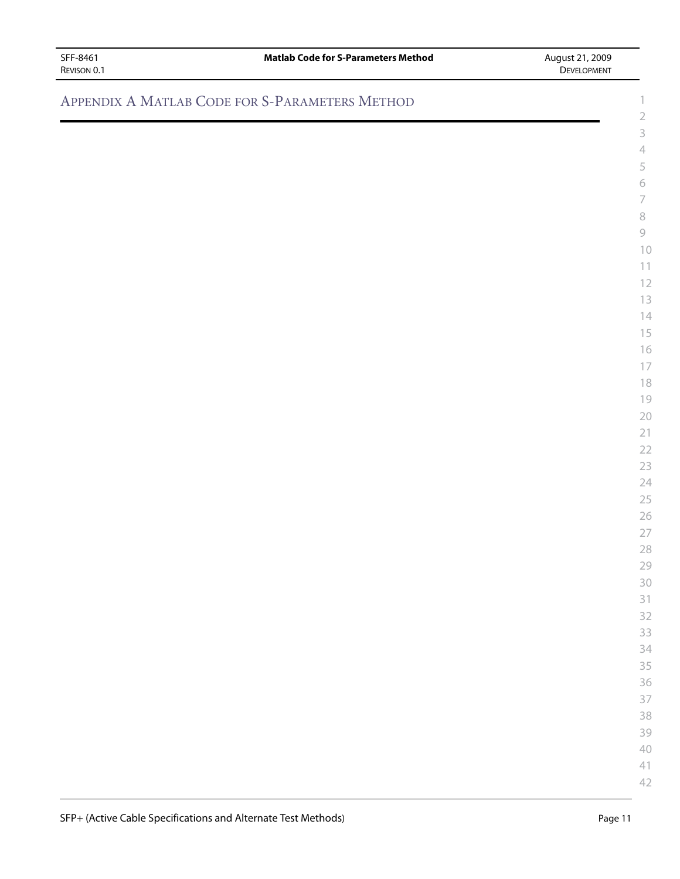# Appendix A Matlab Code for S-Parameters Method